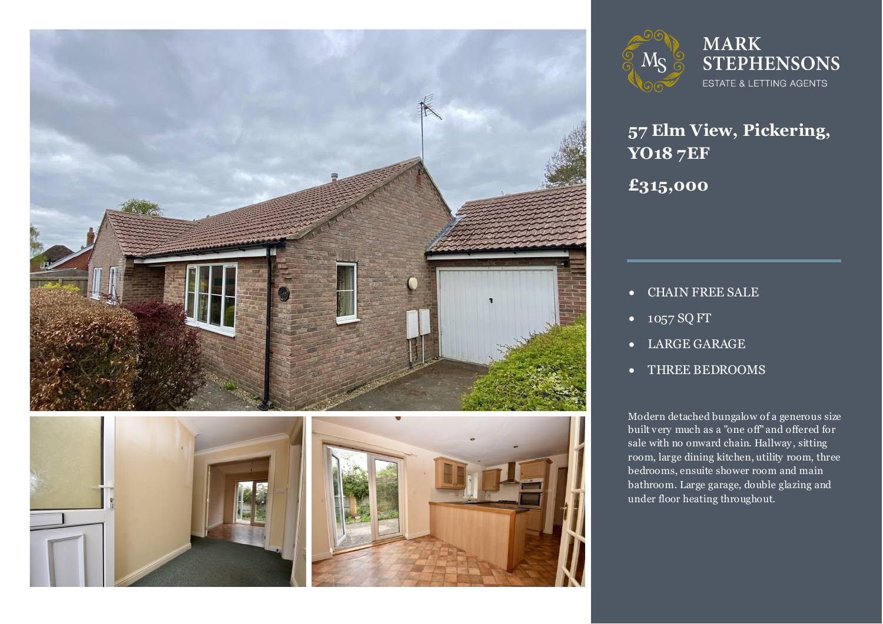MARK STEPHENSONS

ESTATE & LETTING AGENTS

# 57 Elm View, Pickering, YO18 7EF

## £315,000

- CHAIN FREE SALE
- 1057 SQ FT
- LARGE GARAGE
- THREE BEDROOMS

Modern detached bungalow of a generous size built very much as a "one off" and offered for sale with no onward chain. Hallway, sitting room, large dining kitchen, utility room, three bedrooms, ensuite shower room and main bathroom. Large garage, double glazing and under floor heating throughout.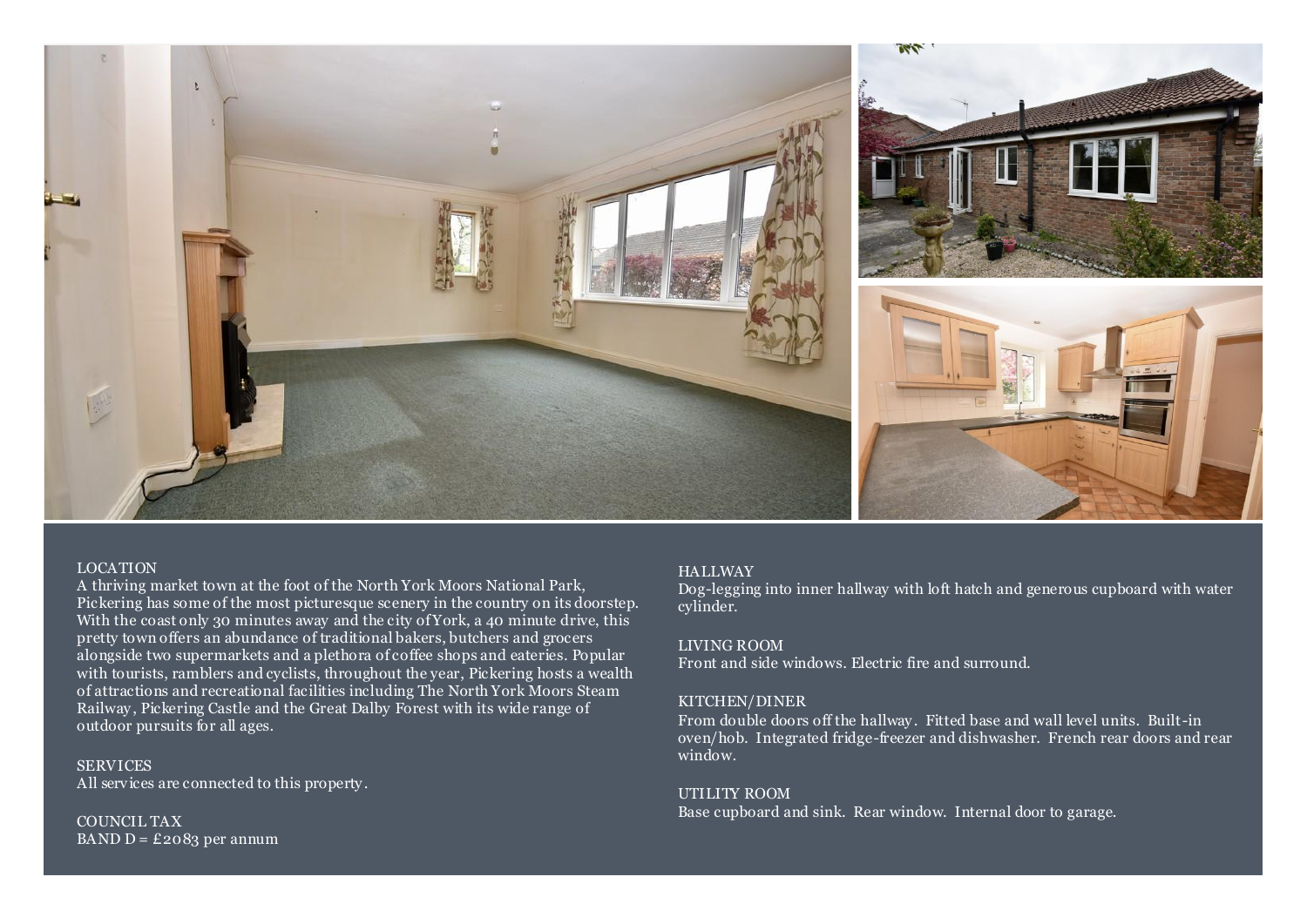## LOCATION

A thriving market town at the foot of the North York Moors National Park, Pickering has some of the most picturesque scenery in the country on its doorstep. With the coast only 30 minutes away and the city of York, a 40 minute drive, this pretty town offers an abundance of traditional bakers, butchers and grocers alongside two supermarkets and a plethora of coffee shops and eateries. Popular with tourists, ramblers and cyclists, throughout the year, Pickering hosts a wealth of attractions and recreational facilities including The North York Moors Steam Railway, Pickering Castle and the Great Dalby Forest with its wide range of outdoor pursuits for all ages.

## SERVICES

All services are connected to this property.

## COUNCIL TAX

BAND D = £2083 per annum

## HALLWAY

Dog-legging into inner hallway with loft hatch and generous cupboard with water cylinder.

## LIVING ROOM

Front and side windows. Electric fire and surround.

## KITCHEN/DINER

From double doors off the hallway. Fitted base and wall level units. Built-in oven/hob. Integrated fridge-freezer and dishwasher. French rear doors and rear window.

## UTILITY ROOM

Base cupboard and sink. Rear window. Internal door to garage.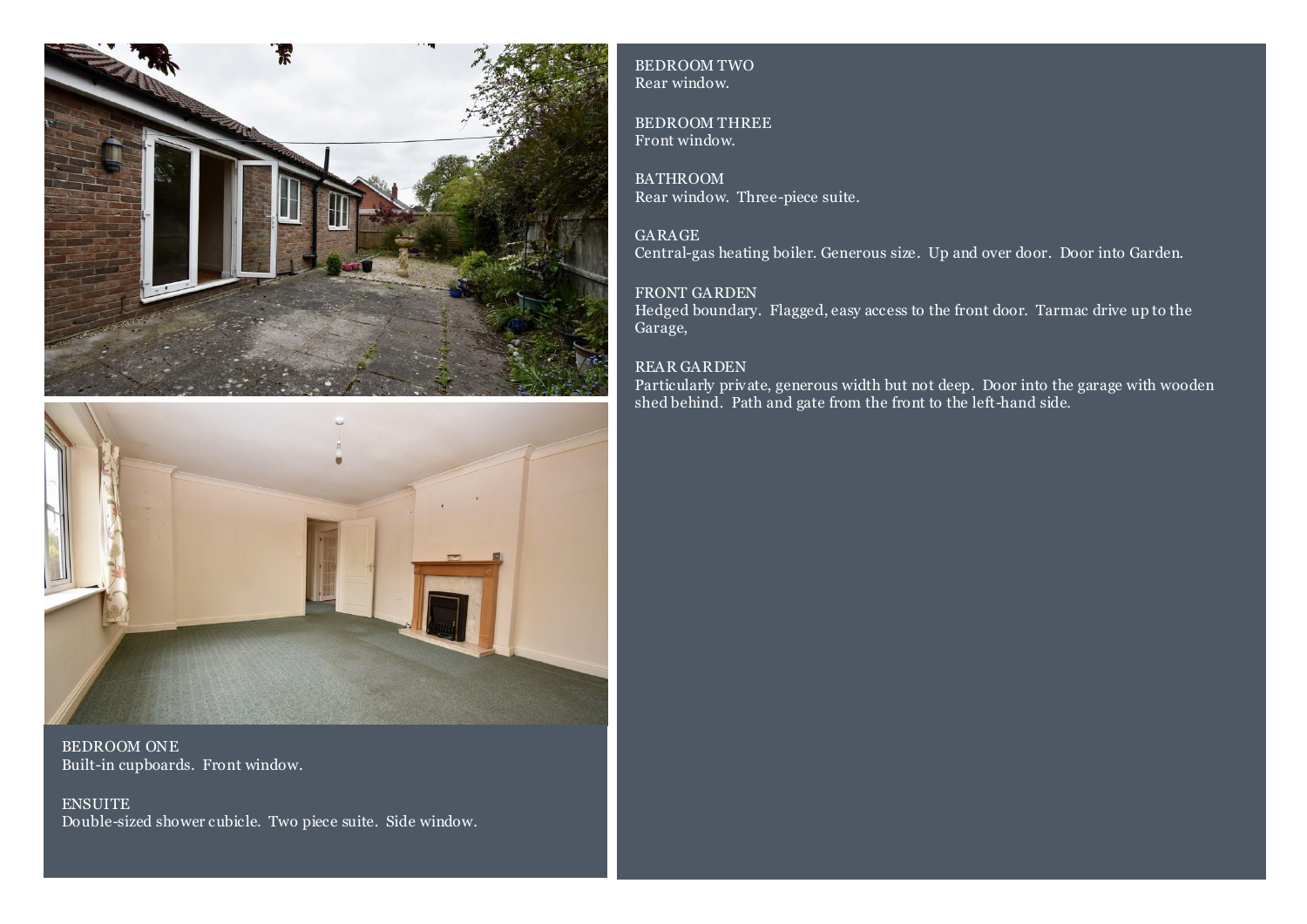BEDROOM ONE
Built-in cupboards. Front window.

ENSUITE
Double-sized shower cubicle. Two piece suite. Side window.

BEDROOM TWO
Rear window.

BEDROOM THREE
Front window.

BATHROOM
Rear window. Three-piece suite.

GARAGE
Central-gas heating boiler. Generous size. Up and over door. Door into Garden.

FRONT GARDEN
Hedged boundary. Flagged, easy access to the front door. Tarmac drive up to the Garage,

REAR GARDEN
Particularly private, generous width but not deep. Door into the garage with wooden shed behind. Path and gate from the front to the left-hand side.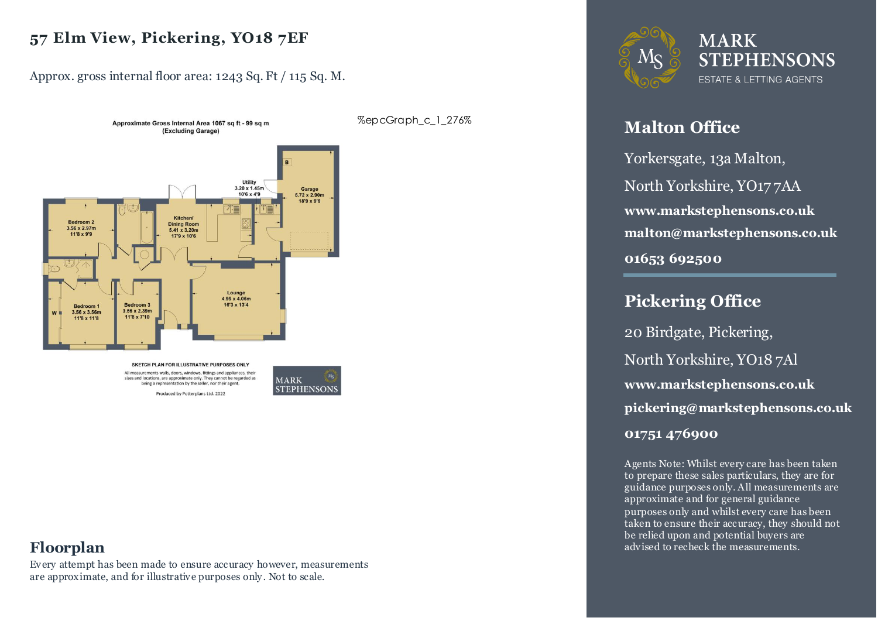## 57 Elm View, Pickering, YO18 7EF

Approx. gross internal floor area: 1243 Sq. Ft / 115 Sq. M.

Approximate Gross Internal Area 1067 sq ft - 99 sq m
(Excluding Garage)

Utility
3.20 x 1.45m
10'6 x 4'9

Garage
5.72 x 2.90m
18'9 x 9'6

B

Bedroom 2
3.56 x 2.97m
11'8 x 9'9

Kitchen/
Dining Room
5.41 x 3.20m
17'9 x 10'6

Lounge
4.95 x 4.06m
16'3 x 13'4

Bedroom 1
3.56 x 3.56m
11'8 x 11'8

W

Bedroom 3
3.56 x 2.39m
11'8 x 7'10

SKETCH PLAN FOR ILLUSTRATIVE PURPOSES ONLY

All measurements walls, doors, windows, fittings and appliances, their sizes and locations, are approximate only. They cannot be regarded as being a representation by the seller, nor their agent.

Produced by Potterplans Ltd. 2022

MARK STEPHENSONS

%epcGraph_c_1_276%

## Floorplan

Every attempt has been made to ensure accuracy however, measurements are approximate, and for illustrative purposes only. Not to scale.

MARK STEPHENSONS
ESTATE & LETTING AGENTS

## Malton Office

Yorkersgate, 13a Malton,

North Yorkshire, YO17 7AA

**www.markstephensons.co.uk**

**malton@markstephensons.co.uk**

**01653 692500**

## Pickering Office

20 Birdgate, Pickering,

North Yorkshire, YO18 7Al

**www.markstephensons.co.uk**

**pickering@markstephensons.co.uk**

**01751 476900**

Agents Note: Whilst every care has been taken to prepare these sales particulars, they are for guidance purposes only. All measurements are approximate and for general guidance purposes only and whilst every care has been taken to ensure their accuracy, they should not be relied upon and potential buyers are advised to recheck the measurements.